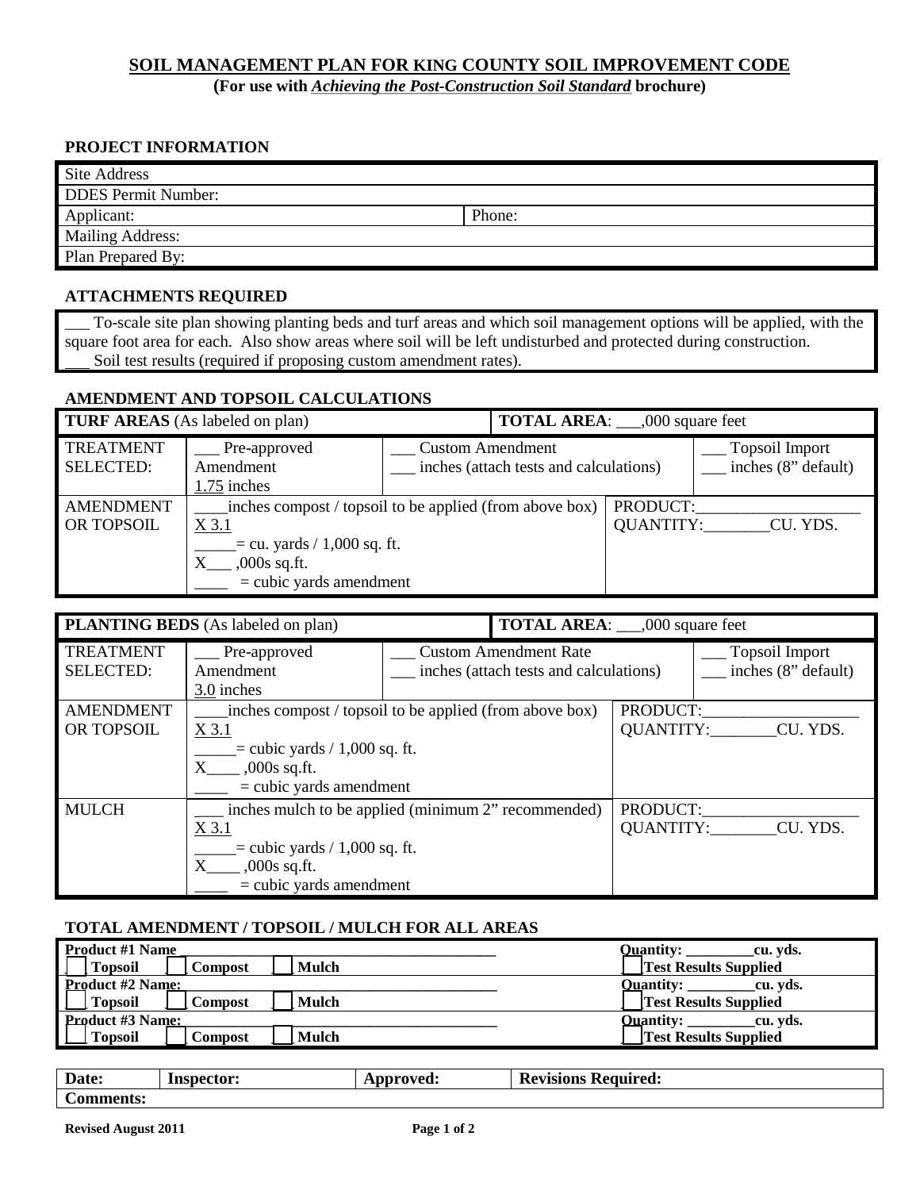# SOIL MANAGEMENT PLAN FOR KING COUNTY SOIL IMPROVEMENT CODE

**(For use with *Achieving the Post-Construction Soil Standard* brochure)**

## PROJECT INFORMATION

| | |
|---|---|
| Site Address | |
| DDES Permit Number: | |
| Applicant: | Phone: |
| Mailing Address: | |
| Plan Prepared By: | |

## ATTACHMENTS REQUIRED

___ To-scale site plan showing planting beds and turf areas and which soil management options will be applied, with the square foot area for each. Also show areas where soil will be left undisturbed and protected during construction.
___ Soil test results (required if proposing custom amendment rates).

## AMENDMENT AND TOPSOIL CALCULATIONS

| **TURF AREAS** (As labeled on plan) | | | **TOTAL AREA**: ___,000 square feet |
|---|---|---|---|
| TREATMENT SELECTED: | ___ Pre-approved Amendment 1.75 inches | ___ Custom Amendment<br>___ inches (attach tests and calculations) | ___ Topsoil Import<br>___ inches (8" default) |
| AMENDMENT OR TOPSOIL | ____inches compost / topsoil to be applied (from above box)<br>X 3.1<br>_____= cu. yards / 1,000 sq. ft.<br>X___ ,000s sq.ft.<br>____ = cubic yards amendment | | PRODUCT:____________________<br>QUANTITY:________CU. YDS. |

| **PLANTING BEDS** (As labeled on plan) | | | **TOTAL AREA**: ___,000 square feet |
|---|---|---|---|
| TREATMENT SELECTED: | ___ Pre-approved Amendment 3.0 inches | ___ Custom Amendment Rate<br>___ inches (attach tests and calculations) | ___ Topsoil Import<br>___ inches (8" default) |
| AMENDMENT OR TOPSOIL | ____inches compost / topsoil to be applied (from above box)<br>X 3.1<br>_____= cubic yards / 1,000 sq. ft.<br>X____ ,000s sq.ft.<br>____ = cubic yards amendment | | PRODUCT:____________________<br>QUANTITY:________CU. YDS. |
| MULCH | ___ inches mulch to be applied (minimum 2" recommended)<br>X 3.1<br>_____= cubic yards / 1,000 sq. ft.<br>X____ ,000s sq.ft.<br>____ = cubic yards amendment | | PRODUCT:____________________<br>QUANTITY:________CU. YDS. |

## TOTAL AMENDMENT / TOPSOIL / MULCH FOR ALL AREAS

| | |
|---|---|
| **Product #1 Name** ______________________________<br>☐ **Topsoil** ☐ **Compost** ☐ **Mulch** | **Quantity:** _________**cu. yds.**<br>☐ **Test Results Supplied** |
| **Product #2 Name:** ______________________________<br>☐ **Topsoil** ☐ **Compost** ☐ **Mulch** | **Quantity:** _________**cu. yds.**<br>☐ **Test Results Supplied** |
| **Product #3 Name:** ______________________________<br>☐ **Topsoil** ☐ **Compost** ☐ **Mulch** | **Quantity:** _________**cu. yds.**<br>☐ **Test Results Supplied** |

| **Date:** | **Inspector:** | **Approved:** | **Revisions Required:** |
|---|---|---|---|
| **Comments:** | | | |

**Revised August 2011**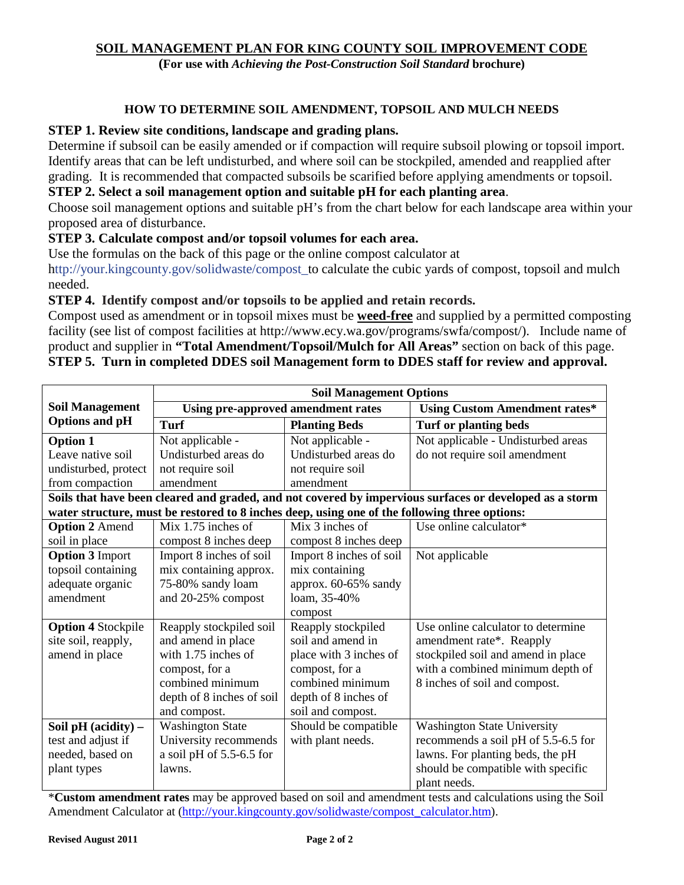# SOIL MANAGEMENT PLAN FOR KING COUNTY SOIL IMPROVEMENT CODE

**(For use with *Achieving the Post-Construction Soil Standard* brochure)**

## HOW TO DETERMINE SOIL AMENDMENT, TOPSOIL AND MULCH NEEDS

**STEP 1. Review site conditions, landscape and grading plans.**
Determine if subsoil can be easily amended or if compaction will require subsoil plowing or topsoil import. Identify areas that can be left undisturbed, and where soil can be stockpiled, amended and reapplied after grading. It is recommended that compacted subsoils be scarified before applying amendments or topsoil.

**STEP 2. Select a soil management option and suitable pH for each planting area**.
Choose soil management options and suitable pH's from the chart below for each landscape area within your proposed area of disturbance.

**STEP 3. Calculate compost and/or topsoil volumes for each area.**
Use the formulas on the back of this page or the online compost calculator at http://your.kingcounty.gov/solidwaste/compost_to calculate the cubic yards of compost, topsoil and mulch needed.

**STEP 4. Identify compost and/or topsoils to be applied and retain records.**
Compost used as amendment or in topsoil mixes must be **weed-free** and supplied by a permitted composting facility (see list of compost facilities at http://www.ecy.wa.gov/programs/swfa/compost/). Include name of product and supplier in **"Total Amendment/Topsoil/Mulch for All Areas"** section on back of this page.

**STEP 5. Turn in completed DDES soil Management form to DDES staff for review and approval.**

| Soil Management Options and pH | Soil Management Options | | |
|---|---|---|---|
| | Using pre-approved amendment rates | | Using Custom Amendment rates* |
| | Turf | Planting Beds | Turf or planting beds |
| **Option 1** Leave native soil undisturbed, protect from compaction | Not applicable - Undisturbed areas do not require soil amendment | Not applicable - Undisturbed areas do not require soil amendment | Not applicable - Undisturbed areas do not require soil amendment |
| **Soils that have been cleared and graded, and not covered by impervious surfaces or developed as a storm water structure, must be restored to 8 inches deep, using one of the following three options:** | | | |
| **Option 2** Amend soil in place | Mix 1.75 inches of compost 8 inches deep | Mix 3 inches of compost 8 inches deep | Use online calculator* |
| **Option 3** Import topsoil containing adequate organic amendment | Import 8 inches of soil mix containing approx. 75-80% sandy loam and 20-25% compost | Import 8 inches of soil mix containing approx. 60-65% sandy loam, 35-40% compost | Not applicable |
| **Option 4** Stockpile site soil, reapply, amend in place | Reapply stockpiled soil and amend in place with 1.75 inches of compost, for a combined minimum depth of 8 inches of soil and compost. | Reapply stockpiled soil and amend in place with 3 inches of compost, for a combined minimum depth of 8 inches of soil and compost. | Use online calculator to determine amendment rate*. Reapply stockpiled soil and amend in place with a combined minimum depth of 8 inches of soil and compost. |
| **Soil pH (acidity) –** test and adjust if needed, based on plant types | Washington State University recommends a soil pH of 5.5-6.5 for lawns. | Should be compatible with plant needs. | Washington State University recommends a soil pH of 5.5-6.5 for lawns. For planting beds, the pH should be compatible with specific plant needs. |

\***Custom amendment rates** may be approved based on soil and amendment tests and calculations using the Soil Amendment Calculator at (http://your.kingcounty.gov/solidwaste/compost_calculator.htm).

**Revised August 2011**